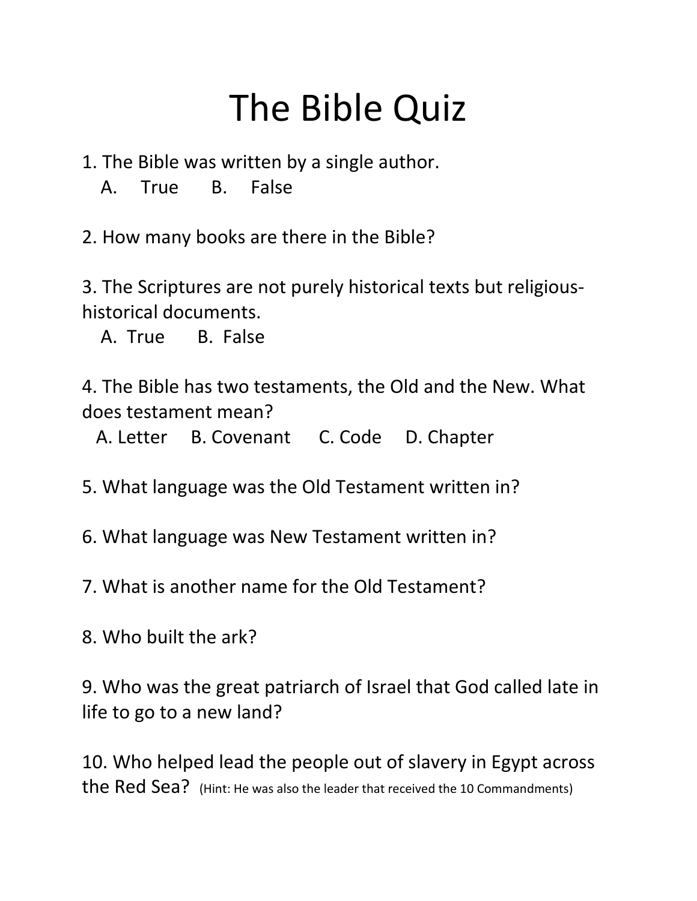# The Bible Quiz

1. The Bible was written by a single author.
   A. True B. False

2. How many books are there in the Bible?

3. The Scriptures are not purely historical texts but religious-historical documents.
   A. True B. False

4. The Bible has two testaments, the Old and the New. What does testament mean?
   A. Letter B. Covenant C. Code D. Chapter

5. What language was the Old Testament written in?

6. What language was New Testament written in?

7. What is another name for the Old Testament?

8. Who built the ark?

9. Who was the great patriarch of Israel that God called late in life to go to a new land?

10. Who helped lead the people out of slavery in Egypt across the Red Sea? (Hint: He was also the leader that received the 10 Commandments)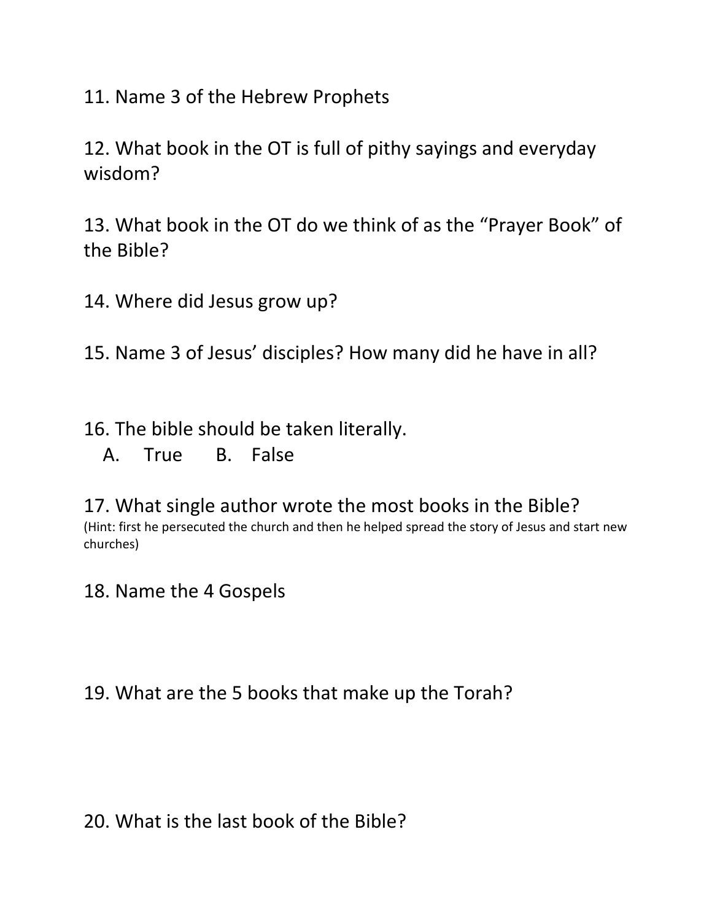11. Name 3 of the Hebrew Prophets

12. What book in the OT is full of pithy sayings and everyday wisdom?

13. What book in the OT do we think of as the "Prayer Book" of the Bible?

14. Where did Jesus grow up?

15. Name 3 of Jesus' disciples? How many did he have in all?

16. The bible should be taken literally.

A. True B. False

17. What single author wrote the most books in the Bible?
(Hint: first he persecuted the church and then he helped spread the story of Jesus and start new churches)

18. Name the 4 Gospels

19. What are the 5 books that make up the Torah?

20. What is the last book of the Bible?